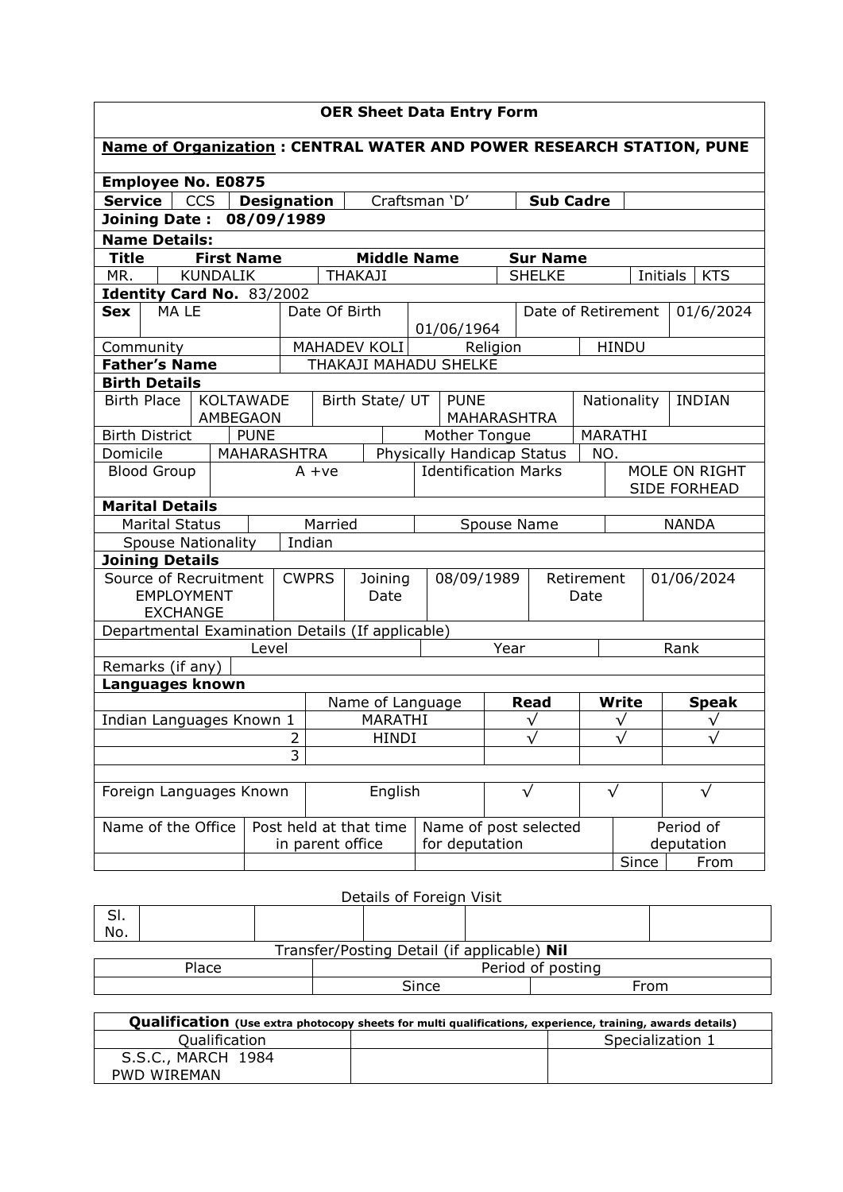# OER Sheet Data Entry Form

**Name of Organization : CENTRAL WATER AND POWER RESEARCH STATION, PUNE**

**Employee No. E0875**

| **Service** | CCS | **Designation** | Craftsman 'D' | **Sub Cadre** | |
|---|---|---|---|---|---|

**Joining Date : 08/09/1989**

**Name Details:**

| **Title** | **First Name** | **Middle Name** | **Sur Name** | | |
|---|---|---|---|---|---|
| MR. | KUNDALIK | THAKAJI | SHELKE | Initials | KTS |

**Identity Card No.** 83/2002

| **Sex** | MA LE | Date Of Birth | 01/06/1964 | Date of Retirement | 01/6/2024 |
|---|---|---|---|---|---|
| Community | | MAHADEV KOLI | Religion | HINDU | |
| **Father's Name** | | THAKAJI MAHADU SHELKE | | | |

**Birth Details**

| Birth Place | KOLTAWADE AMBEGAON | Birth State/ UT | PUNE MAHARASHTRA | Nationality | INDIAN |
|---|---|---|---|---|---|
| Birth District | PUNE | | Mother Tongue | MARATHI | |
| Domicile | MAHARASHTRA | | Physically Handicap Status | NO. | |
| Blood Group | A +ve | | Identification Marks | MOLE ON RIGHT SIDE FORHEAD | |

**Marital Details**

| Marital Status | Married | Spouse Name | NANDA |
|---|---|---|---|
| Spouse Nationality | Indian | | |

**Joining Details**

| Source of Recruitment EMPLOYMENT EXCHANGE | CWPRS | Joining Date | 08/09/1989 | Retirement Date | 01/06/2024 |
|---|---|---|---|---|---|

Departmental Examination Details (If applicable)

| Level | Year | Rank |
|---|---|---|
| | | |

Remarks (if any)

**Languages known**

| | Name of Language | **Read** | **Write** | **Speak** |
|---|---|---|---|---|
| Indian Languages Known 1 | MARATHI | √ | √ | √ |
| 2 | HINDI | √ | √ | √ |
| 3 | | | | |
| | | | | |
| Foreign Languages Known | English | √ | √ | √ |

| Name of the Office | Post held at that time in parent office | Name of post selected for deputation | Period of deputation | |
|---|---|---|---|---|
| | | | Since | From |

Details of Foreign Visit

| Sl. No. | | | | | |
|---|---|---|---|---|---|

Transfer/Posting Detail (if applicable) **Nil**

| Place | Period of posting | |
|---|---|---|
| | Since | From |

| **Qualification** (Use extra photocopy sheets for multi qualifications, experience, training, awards details) | | |
|---|---|---|
| Qualification | | Specialization 1 |
| S.S.C., MARCH 1984 PWD WIREMAN | | |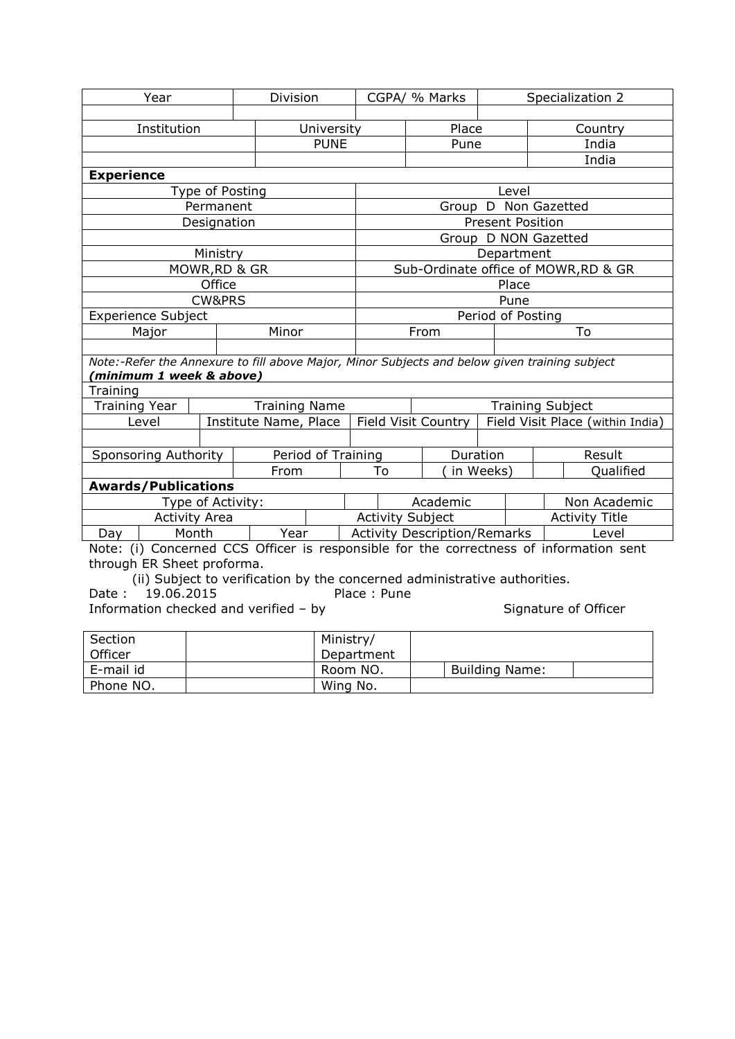| Year | Division | CGPA/ % Marks | Specialization 2 |
|---|---|---|---|
| | | | |

| Institution | University | Place | Country |
|---|---|---|---|
| | PUNE | Pune | India |
| | | | India |

**Experience**

| Type of Posting | Level |
|---|---|
| Permanent | Group D Non Gazetted |
| Designation | Present Position |
| | Group D NON Gazetted |
| Ministry | Department |
| MOWR,RD & GR | Sub-Ordinate office of MOWR,RD & GR |
| Office | Place |
| CW&PRS | Pune |

| Experience Subject | | Period of Posting | |
|---|---|---|---|
| Major | Minor | From | To |
| | | | |

*Note:-Refer the Annexure to fill above Major, Minor Subjects and below given training subject* ***(minimum 1 week & above)***

Training

| Training Year | Training Name | | Training Subject |
|---|---|---|---|
| Level | Institute Name, Place | Field Visit Country | Field Visit Place (within India) |
| | | | |

| Sponsoring Authority | Period of Training | | Duration | | Result |
|---|---|---|---|---|---|
| | From | To | ( in Weeks) | | Qualified |

**Awards/Publications**

| Type of Activity: | | Academic | | Non Academic |
|---|---|---|---|---|
| Activity Area | | Activity Subject | | Activity Title |

| Day | Month | Year | Activity Description/Remarks | Level |
|---|---|---|---|---|

Note: (i) Concerned CCS Officer is responsible for the correctness of information sent through ER Sheet proforma.

(ii) Subject to verification by the concerned administrative authorities.

Date : 19.06.2015 Place : Pune

Information checked and verified – by Signature of Officer

| | | | | | |
|---|---|---|---|---|---|
| Section Officer | | Ministry/ Department | | | |
| E-mail id | | Room NO. | | Building Name: | |
| Phone NO. | | Wing No. | | | |